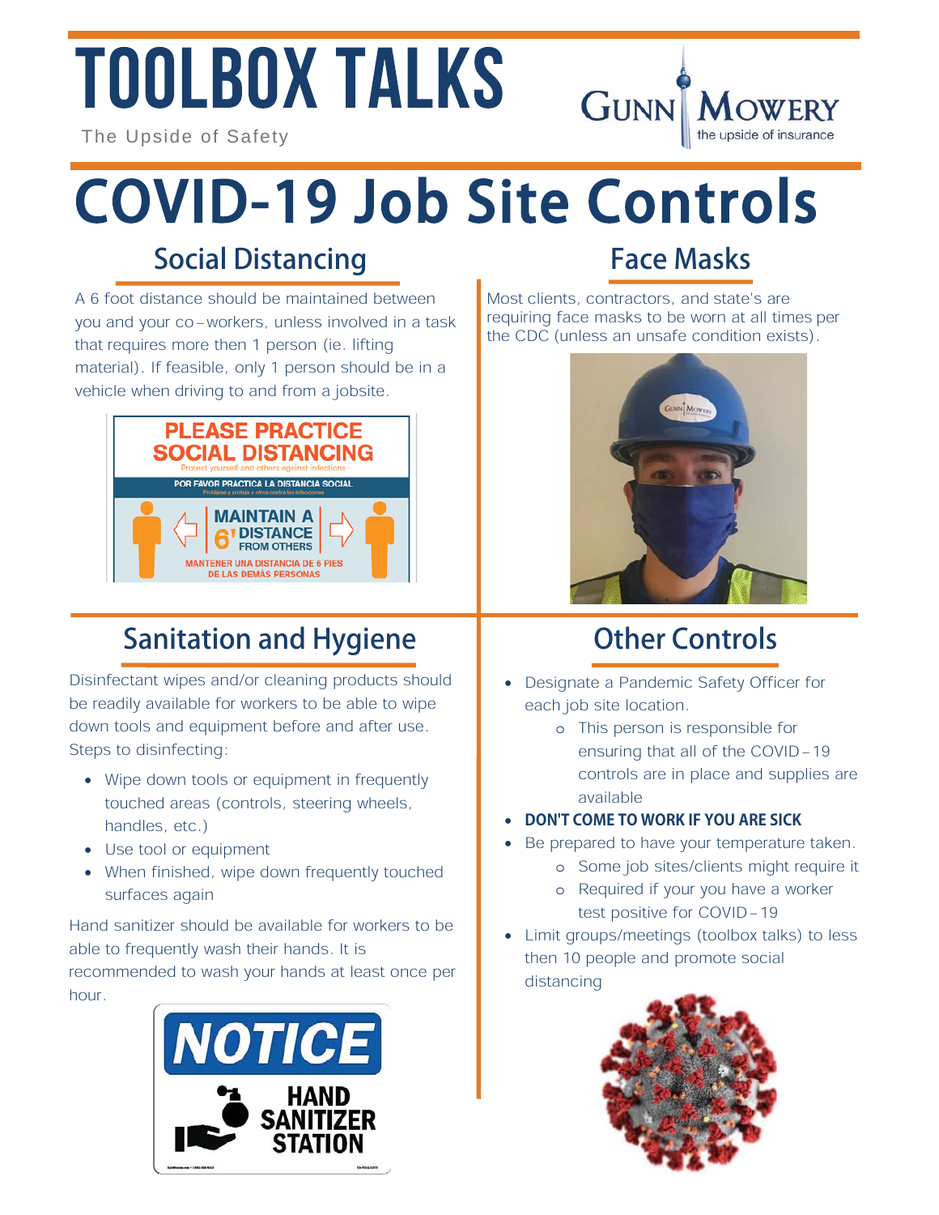# TOOLBOX TALKS

The Upside of Safety

GUNN MOWERY the upside of insurance

# COVID-19 Job Site Controls

## Social Distancing

A 6 foot distance should be maintained between you and your co-workers, unless involved in a task that requires more then 1 person (ie. lifting material). If feasible, only 1 person should be in a vehicle when driving to and from a jobsite.

## Face Masks

Most clients, contractors, and state's are requiring face masks to be worn at all times per the CDC (unless an unsafe condition exists).

## Sanitation and Hygiene

Disinfectant wipes and/or cleaning products should be readily available for workers to be able to wipe down tools and equipment before and after use. Steps to disinfecting:

- Wipe down tools or equipment in frequently touched areas (controls, steering wheels, handles, etc.)
- Use tool or equipment
- When finished, wipe down frequently touched surfaces again

Hand sanitizer should be available for workers to be able to frequently wash their hands. It is recommended to wash your hands at least once per hour.

## Other Controls

- Designate a Pandemic Safety Officer for each job site location.
  - This person is responsible for ensuring that all of the COVID-19 controls are in place and supplies are available
- **DON'T COME TO WORK IF YOU ARE SICK**
- Be prepared to have your temperature taken.
  - Some job sites/clients might require it
  - Required if your you have a worker test positive for COVID-19
- Limit groups/meetings (toolbox talks) to less then 10 people and promote social distancing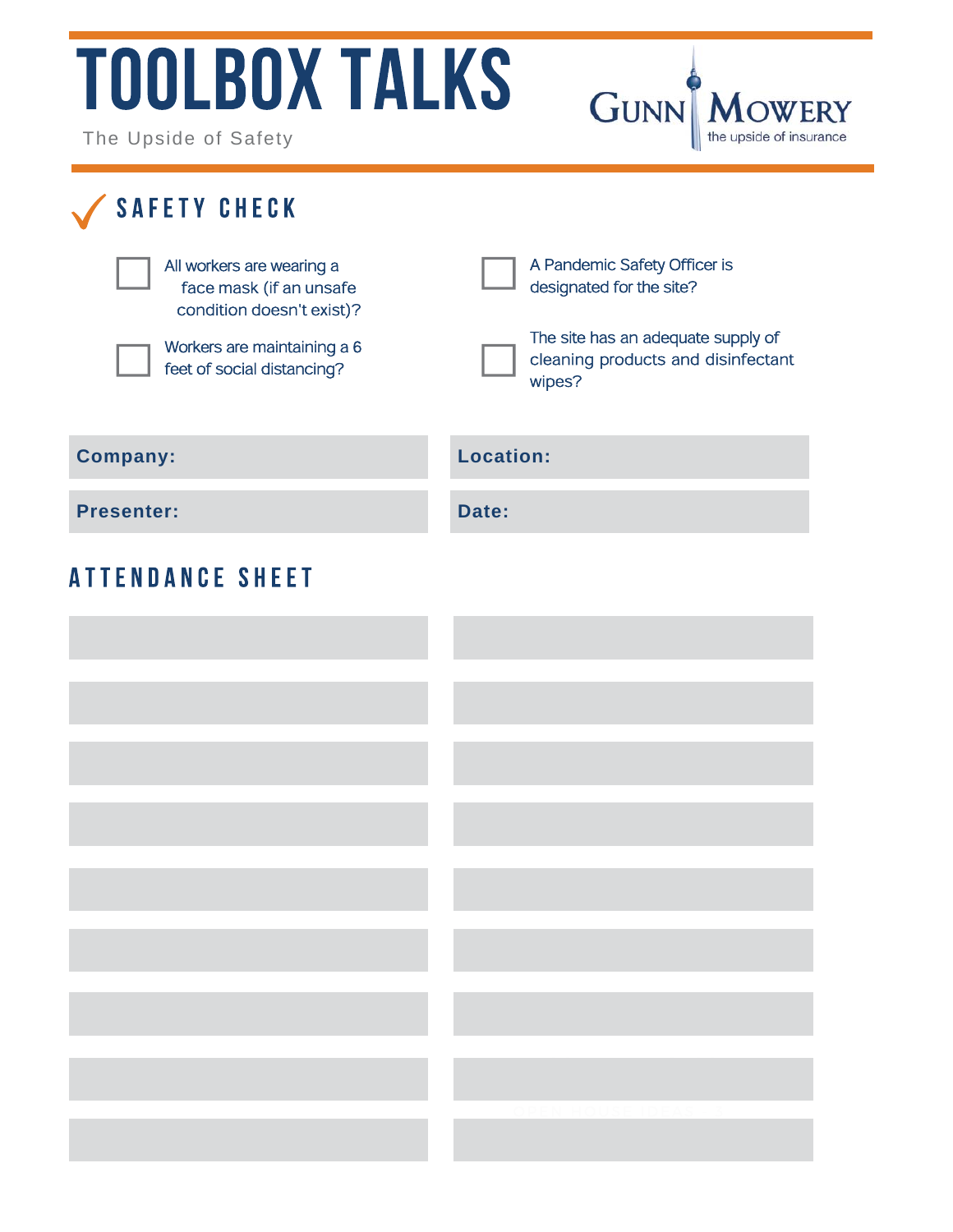# TOOLBOX TALKS

The Upside of Safety

GUNN MOWERY
the upside of insurance

## ✓ SAFETY CHECK

- ☐ All workers are wearing a face mask (if an unsafe condition doesn't exist)?
- ☐ Workers are maintaining a 6 feet of social distancing?
- ☐ A Pandemic Safety Officer is designated for the site?
- ☐ The site has an adequate supply of cleaning products and disinfectant wipes?

| | |
|---|---|
| **Company:** | **Location:** |
| **Presenter:** | **Date:** |

## ATTENDANCE SHEET

| | |
|---|---|
| | |
| | |
| | |
| | |
| | |
| | |
| | |
| | |
| | |